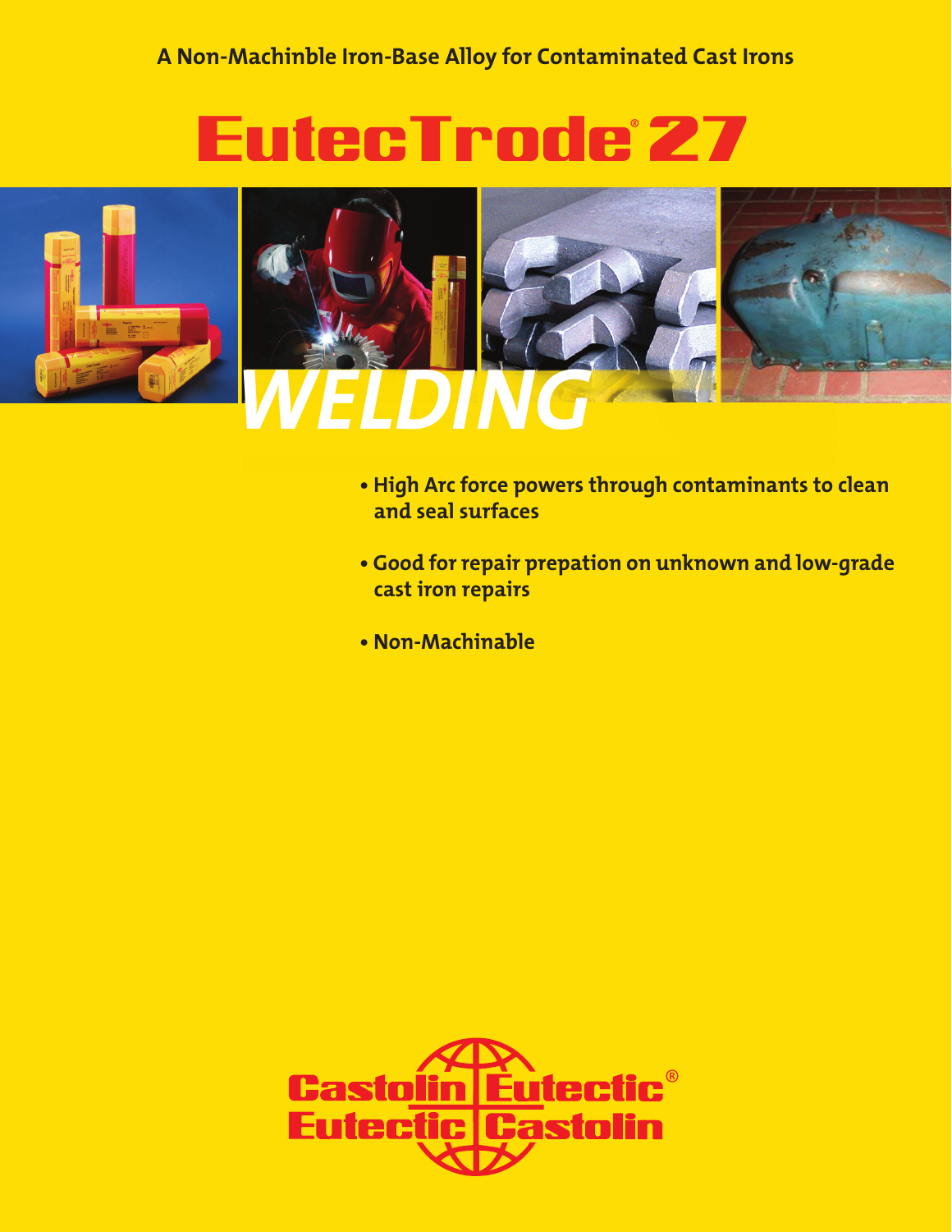A Non-Machinble Iron-Base Alloy for Contaminated Cast Irons

# EutecTrode® 27

*WELDING*

- **High Arc force powers through contaminants to clean and seal surfaces**
- **Good for repair prepation on unknown and low-grade cast iron repairs**
- **Non-Machinable**

Castolin Eutectic®
Eutectic Castolin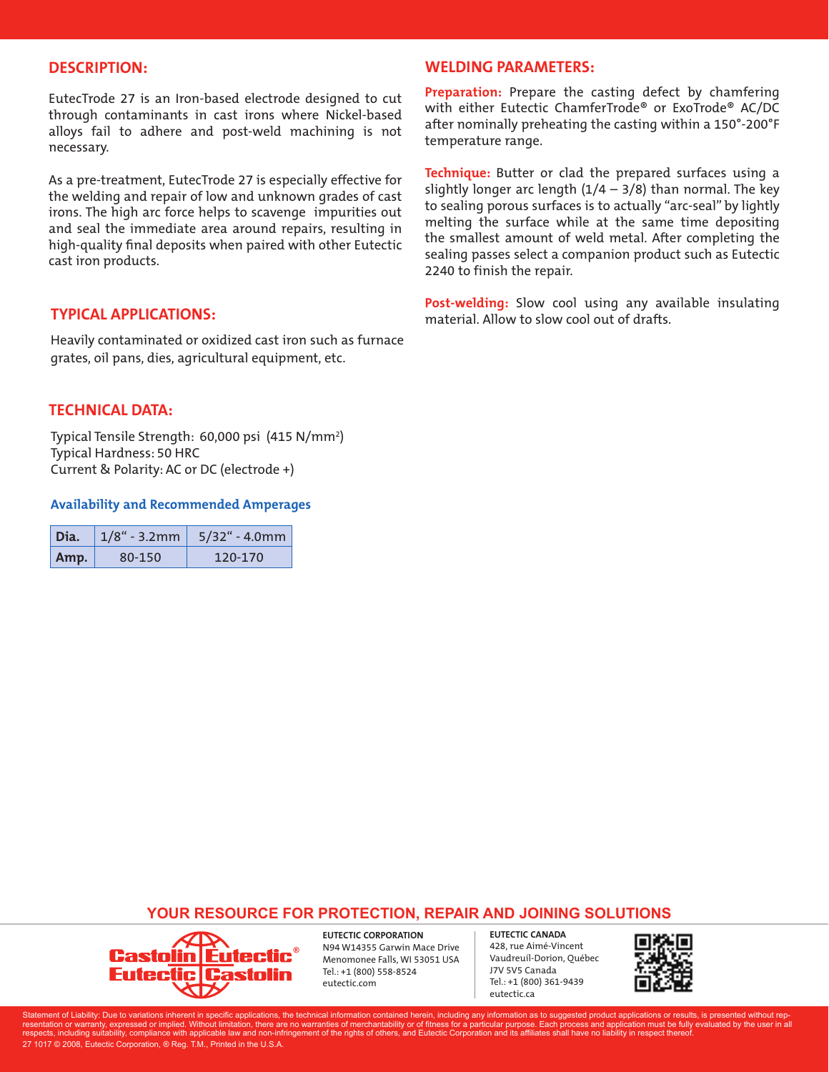## DESCRIPTION:

EutecTrode 27 is an Iron-based electrode designed to cut through contaminants in cast irons where Nickel-based alloys fail to adhere and post-weld machining is not necessary.

As a pre-treatment, EutecTrode 27 is especially effective for the welding and repair of low and unknown grades of cast irons. The high arc force helps to scavenge impurities out and seal the immediate area around repairs, resulting in high-quality final deposits when paired with other Eutectic cast iron products.

## TYPICAL APPLICATIONS:

Heavily contaminated or oxidized cast iron such as furnace grates, oil pans, dies, agricultural equipment, etc.

## TECHNICAL DATA:

Typical Tensile Strength: 60,000 psi (415 N/mm$^2$)
Typical Hardness: 50 HRC
Current & Polarity: AC or DC (electrode +)

### Availability and Recommended Amperages

| Dia. | 1/8" - 3.2mm | 5/32" - 4.0mm |
|---|---|---|
| Amp. | 80-150 | 120-170 |

## WELDING PARAMETERS:

**Preparation:** Prepare the casting defect by chamfering with either Eutectic ChamferTrode® or ExoTrode® AC/DC after nominally preheating the casting within a 150°-200°F temperature range.

**Technique:** Butter or clad the prepared surfaces using a slightly longer arc length (1/4 – 3/8) than normal. The key to sealing porous surfaces is to actually "arc-seal" by lightly melting the surface while at the same time depositing the smallest amount of weld metal. After completing the sealing passes select a companion product such as Eutectic 2240 to finish the repair.

**Post-welding:** Slow cool using any available insulating material. Allow to slow cool out of drafts.

**YOUR RESOURCE FOR PROTECTION, REPAIR AND JOINING SOLUTIONS**

Castolin Eutectic®
Eutectic Castolin

**EUTECTIC CORPORATION**
N94 W14355 Garwin Mace Drive
Menomonee Falls, WI 53051 USA
Tel.: +1 (800) 558-8524
eutectic.com

**EUTECTIC CANADA**
428, rue Aimé-Vincent
Vaudreuil-Dorion, Québec
J7V 5V5 Canada
Tel.: +1 (800) 361-9439
eutectic.ca

Statement of Liability: Due to variations inherent in specific applications, the technical information contained herein, including any information as to suggested product applications or results, is presented without representation or warranty, expressed or implied. Without limitation, there are no warranties of merchantability or of fitness for a particular purpose. Each process and application must be fully evaluated by the user in all respects, including suitability, compliance with applicable law and non-infringement of the rights of others, and Eutectic Corporation and its affiliates shall have no liability in respect thereof.

27 1017 © 2008, Eutectic Corporation, ® Reg. T.M., Printed in the U.S.A.